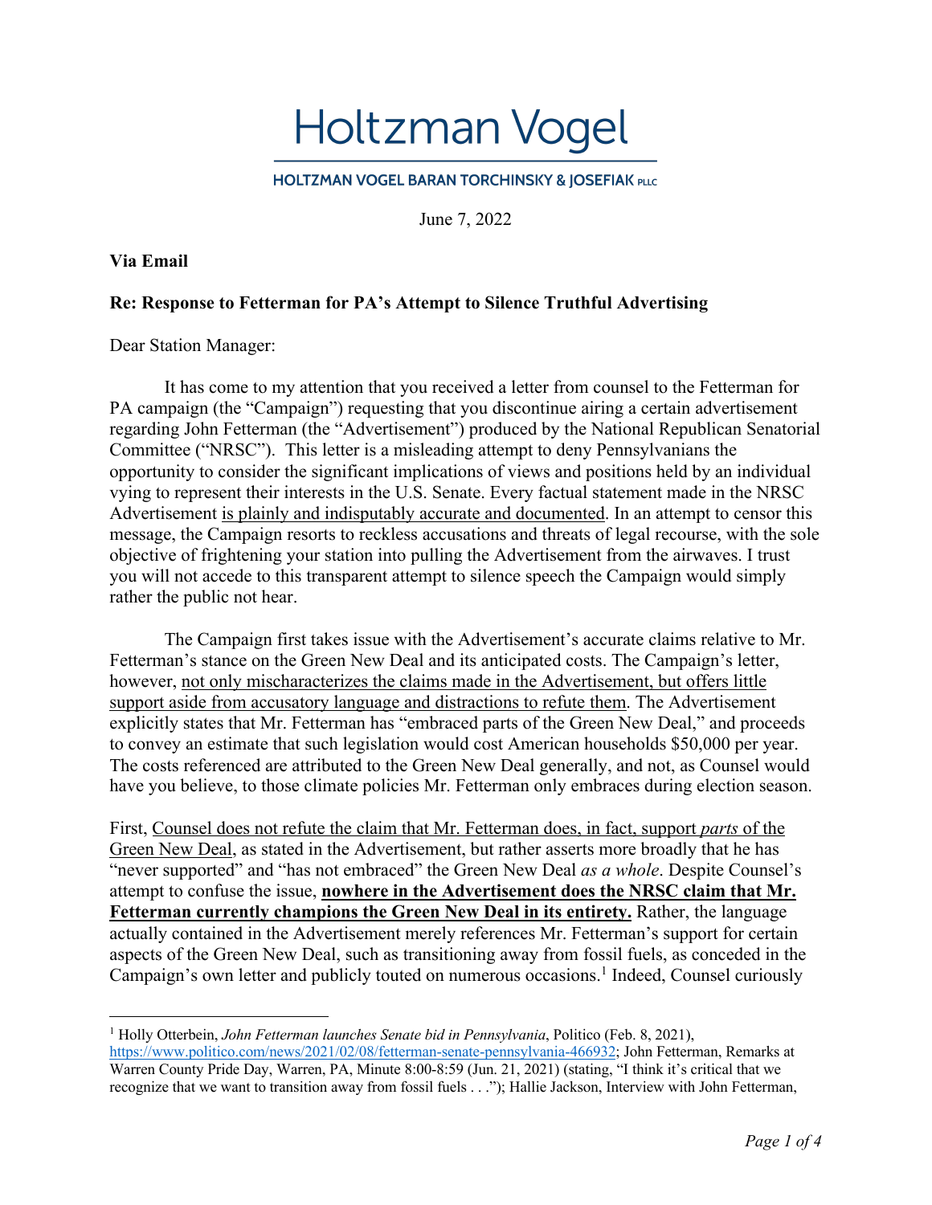# Holtzman Vogel

HOLTZMAN VOGEL BARAN TORCHINSKY & JOSEFIAK PLLC

June 7, 2022

**Via Email**

**Re: Response to Fetterman for PA's Attempt to Silence Truthful Advertising**

Dear Station Manager:

It has come to my attention that you received a letter from counsel to the Fetterman for PA campaign (the "Campaign") requesting that you discontinue airing a certain advertisement regarding John Fetterman (the "Advertisement") produced by the National Republican Senatorial Committee ("NRSC"). This letter is a misleading attempt to deny Pennsylvanians the opportunity to consider the significant implications of views and positions held by an individual vying to represent their interests in the U.S. Senate. Every factual statement made in the NRSC Advertisement <u>is plainly and indisputably accurate and documented</u>. In an attempt to censor this message, the Campaign resorts to reckless accusations and threats of legal recourse, with the sole objective of frightening your station into pulling the Advertisement from the airwaves. I trust you will not accede to this transparent attempt to silence speech the Campaign would simply rather the public not hear.

The Campaign first takes issue with the Advertisement's accurate claims relative to Mr. Fetterman's stance on the Green New Deal and its anticipated costs. The Campaign's letter, however, <u>not only mischaracterizes the claims made in the Advertisement, but offers little support aside from accusatory language and distractions to refute them</u>. The Advertisement explicitly states that Mr. Fetterman has "embraced parts of the Green New Deal," and proceeds to convey an estimate that such legislation would cost American households $50,000 per year. The costs referenced are attributed to the Green New Deal generally, and not, as Counsel would have you believe, to those climate policies Mr. Fetterman only embraces during election season.

First, <u>Counsel does not refute the claim that Mr. Fetterman does, in fact, support *parts* of the Green New Deal</u>, as stated in the Advertisement, but rather asserts more broadly that he has "never supported" and "has not embraced" the Green New Deal *as a whole*. Despite Counsel's attempt to confuse the issue, <u>**nowhere in the Advertisement does the NRSC claim that Mr. Fetterman currently champions the Green New Deal in its entirety.**</u> Rather, the language actually contained in the Advertisement merely references Mr. Fetterman's support for certain aspects of the Green New Deal, such as transitioning away from fossil fuels, as conceded in the Campaign's own letter and publicly touted on numerous occasions.[1] Indeed, Counsel curiously

---

[1] Holly Otterbein, *John Fetterman launches Senate bid in Pennsylvania*, Politico (Feb. 8, 2021), https://www.politico.com/news/2021/02/08/fetterman-senate-pennsylvania-466932; John Fetterman, Remarks at Warren County Pride Day, Warren, PA, Minute 8:00-8:59 (Jun. 21, 2021) (stating, "I think it's critical that we recognize that we want to transition away from fossil fuels . . ."); Hallie Jackson, Interview with John Fetterman,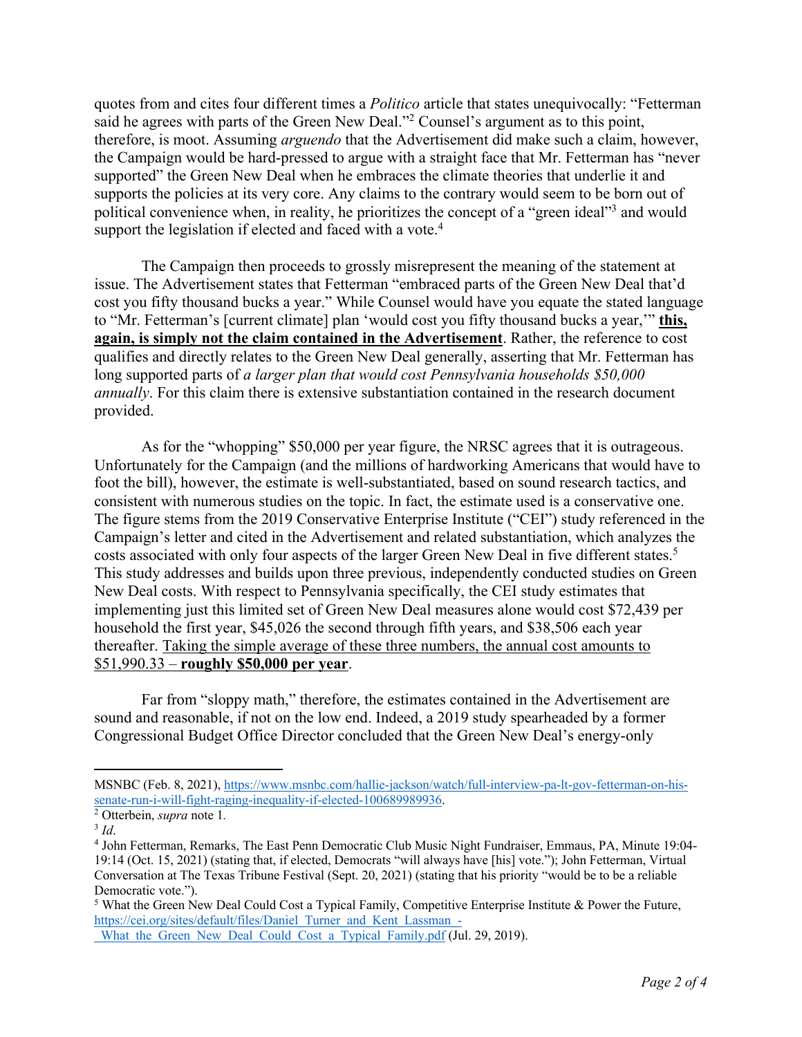quotes from and cites four different times a *Politico* article that states unequivocally: "Fetterman said he agrees with parts of the Green New Deal."[2] Counsel's argument as to this point, therefore, is moot. Assuming *arguendo* that the Advertisement did make such a claim, however, the Campaign would be hard-pressed to argue with a straight face that Mr. Fetterman has "never supported" the Green New Deal when he embraces the climate theories that underlie it and supports the policies at its very core. Any claims to the contrary would seem to be born out of political convenience when, in reality, he prioritizes the concept of a "green ideal"[3] and would support the legislation if elected and faced with a vote.[4]

The Campaign then proceeds to grossly misrepresent the meaning of the statement at issue. The Advertisement states that Fetterman "embraced parts of the Green New Deal that'd cost you fifty thousand bucks a year." While Counsel would have you equate the stated language to "Mr. Fetterman's [current climate] plan 'would cost you fifty thousand bucks a year,'" **<u>this, again, is simply not the claim contained in the Advertisement</u>**. Rather, the reference to cost qualifies and directly relates to the Green New Deal generally, asserting that Mr. Fetterman has long supported parts of *a larger plan that would cost Pennsylvania households $50,000 annually*. For this claim there is extensive substantiation contained in the research document provided.

As for the "whopping" $50,000 per year figure, the NRSC agrees that it is outrageous. Unfortunately for the Campaign (and the millions of hardworking Americans that would have to foot the bill), however, the estimate is well-substantiated, based on sound research tactics, and consistent with numerous studies on the topic. In fact, the estimate used is a conservative one. The figure stems from the 2019 Conservative Enterprise Institute ("CEI") study referenced in the Campaign's letter and cited in the Advertisement and related substantiation, which analyzes the costs associated with only four aspects of the larger Green New Deal in five different states.[5] This study addresses and builds upon three previous, independently conducted studies on Green New Deal costs. With respect to Pennsylvania specifically, the CEI study estimates that implementing just this limited set of Green New Deal measures alone would cost $72,439 per household the first year, $45,026 the second through fifth years, and $38,506 each year thereafter. <u>Taking the simple average of these three numbers, the annual cost amounts to $51,990.33 – **roughly $50,000 per year**</u>.

Far from "sloppy math," therefore, the estimates contained in the Advertisement are sound and reasonable, if not on the low end. Indeed, a 2019 study spearheaded by a former Congressional Budget Office Director concluded that the Green New Deal's energy-only

---

MSNBC (Feb. 8, 2021), https://www.msnbc.com/hallie-jackson/watch/full-interview-pa-lt-gov-fetterman-on-his-senate-run-i-will-fight-raging-inequality-if-elected-100689989936.

[2] Otterbein, *supra* note 1.

[3] *Id*.

[4] John Fetterman, Remarks, The East Penn Democratic Club Music Night Fundraiser, Emmaus, PA, Minute 19:04-19:14 (Oct. 15, 2021) (stating that, if elected, Democrats "will always have [his] vote."); John Fetterman, Virtual Conversation at The Texas Tribune Festival (Sept. 20, 2021) (stating that his priority "would be to be a reliable Democratic vote.").

[5] What the Green New Deal Could Cost a Typical Family, Competitive Enterprise Institute & Power the Future, https://cei.org/sites/default/files/Daniel_Turner_and_Kent_Lassman_-_What_the_Green_New_Deal_Could_Cost_a_Typical_Family.pdf (Jul. 29, 2019).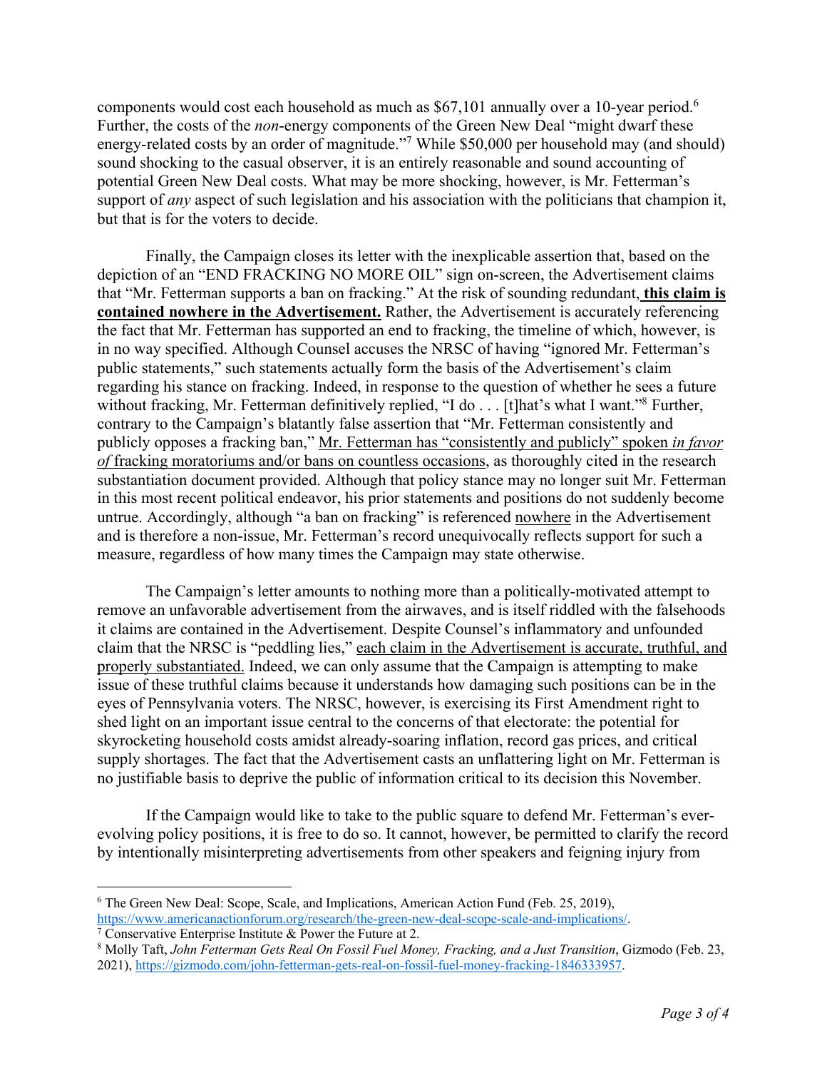components would cost each household as much as $67,101 annually over a 10-year period.[6] Further, the costs of the *non*-energy components of the Green New Deal "might dwarf these energy-related costs by an order of magnitude."[7] While $50,000 per household may (and should) sound shocking to the casual observer, it is an entirely reasonable and sound accounting of potential Green New Deal costs. What may be more shocking, however, is Mr. Fetterman's support of *any* aspect of such legislation and his association with the politicians that champion it, but that is for the voters to decide.

Finally, the Campaign closes its letter with the inexplicable assertion that, based on the depiction of an "END FRACKING NO MORE OIL" sign on-screen, the Advertisement claims that "Mr. Fetterman supports a ban on fracking." At the risk of sounding redundant, <u>**this claim is contained nowhere in the Advertisement.**</u> Rather, the Advertisement is accurately referencing the fact that Mr. Fetterman has supported an end to fracking, the timeline of which, however, is in no way specified. Although Counsel accuses the NRSC of having "ignored Mr. Fetterman's public statements," such statements actually form the basis of the Advertisement's claim regarding his stance on fracking. Indeed, in response to the question of whether he sees a future without fracking, Mr. Fetterman definitively replied, "I do . . . [t]hat's what I want."[8] Further, contrary to the Campaign's blatantly false assertion that "Mr. Fetterman consistently and publicly opposes a fracking ban," <u>Mr. Fetterman has "consistently and publicly" spoken *in favor of* fracking moratoriums and/or bans on countless occasions</u>, as thoroughly cited in the research substantiation document provided. Although that policy stance may no longer suit Mr. Fetterman in this most recent political endeavor, his prior statements and positions do not suddenly become untrue. Accordingly, although "a ban on fracking" is referenced <u>nowhere</u> in the Advertisement and is therefore a non-issue, Mr. Fetterman's record unequivocally reflects support for such a measure, regardless of how many times the Campaign may state otherwise.

The Campaign's letter amounts to nothing more than a politically-motivated attempt to remove an unfavorable advertisement from the airwaves, and is itself riddled with the falsehoods it claims are contained in the Advertisement. Despite Counsel's inflammatory and unfounded claim that the NRSC is "peddling lies," <u>each claim in the Advertisement is accurate, truthful, and properly substantiated.</u> Indeed, we can only assume that the Campaign is attempting to make issue of these truthful claims because it understands how damaging such positions can be in the eyes of Pennsylvania voters. The NRSC, however, is exercising its First Amendment right to shed light on an important issue central to the concerns of that electorate: the potential for skyrocketing household costs amidst already-soaring inflation, record gas prices, and critical supply shortages. The fact that the Advertisement casts an unflattering light on Mr. Fetterman is no justifiable basis to deprive the public of information critical to its decision this November.

If the Campaign would like to take to the public square to defend Mr. Fetterman's ever-evolving policy positions, it is free to do so. It cannot, however, be permitted to clarify the record by intentionally misinterpreting advertisements from other speakers and feigning injury from

---

[6] The Green New Deal: Scope, Scale, and Implications, American Action Fund (Feb. 25, 2019), https://www.americanactionforum.org/research/the-green-new-deal-scope-scale-and-implications/.

[7] Conservative Enterprise Institute & Power the Future at 2.

[8] Molly Taft, *John Fetterman Gets Real On Fossil Fuel Money, Fracking, and a Just Transition*, Gizmodo (Feb. 23, 2021), https://gizmodo.com/john-fetterman-gets-real-on-fossil-fuel-money-fracking-1846333957.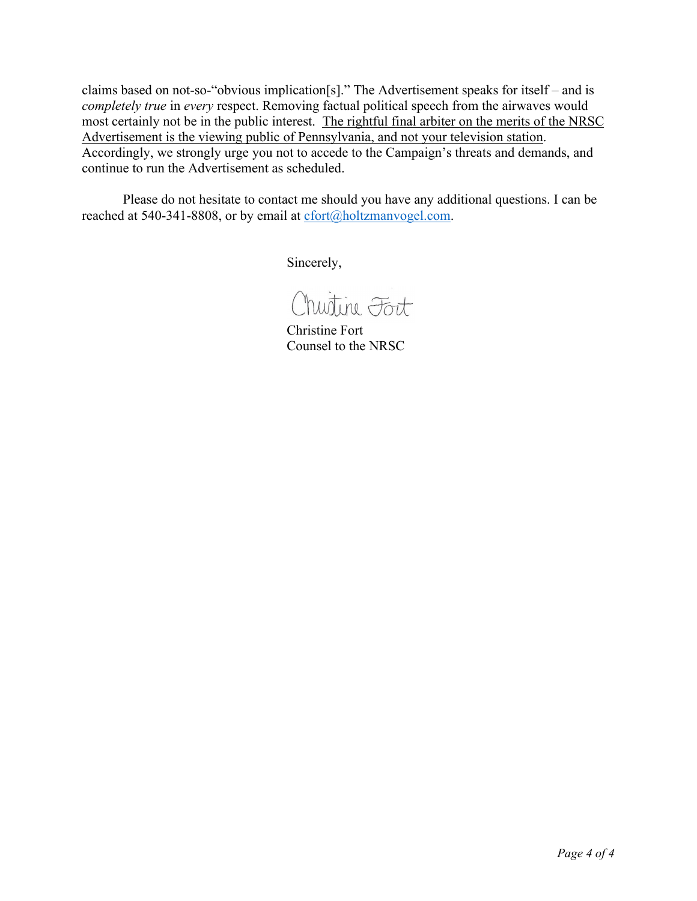claims based on not-so-"obvious implication[s]." The Advertisement speaks for itself – and is *completely true* in *every* respect. Removing factual political speech from the airwaves would most certainly not be in the public interest. <u>The rightful final arbiter on the merits of the NRSC Advertisement is the viewing public of Pennsylvania, and not your television station</u>. Accordingly, we strongly urge you not to accede to the Campaign's threats and demands, and continue to run the Advertisement as scheduled.

Please do not hesitate to contact me should you have any additional questions. I can be reached at 540-341-8808, or by email at cfort@holtzmanvogel.com.

Sincerely,

Christine Fort

Christine Fort
Counsel to the NRSC